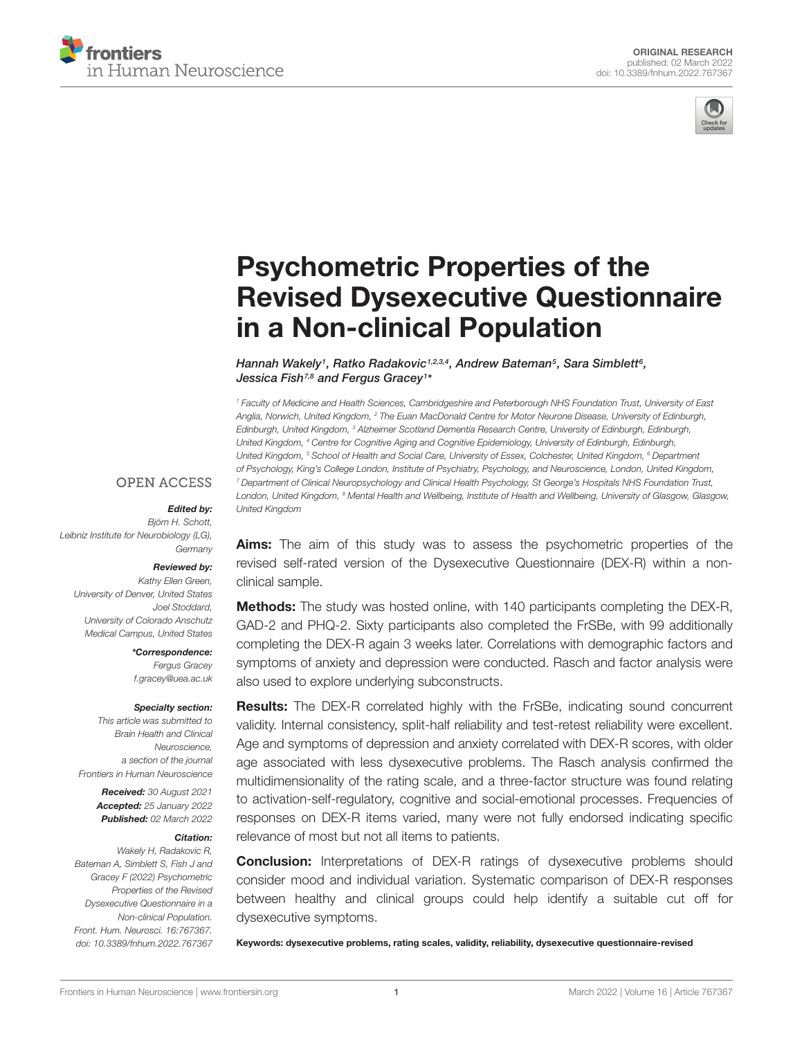ORIGINAL RESEARCH
published: 02 March 2022
doi: 10.3389/fnhum.2022.767367

# Psychometric Properties of the Revised Dysexecutive Questionnaire in a Non-clinical Population

*Hannah Wakely[1], Ratko Radakovic[1,2,3,4], Andrew Bateman[5], Sara Simblett[6], Jessica Fish[7,8] and Fergus Gracey[1]**

[1] Faculty of Medicine and Health Sciences, Cambridgeshire and Peterborough NHS Foundation Trust, University of East Anglia, Norwich, United Kingdom, [2] The Euan MacDonald Centre for Motor Neurone Disease, University of Edinburgh, Edinburgh, United Kingdom, [3] Alzheimer Scotland Dementia Research Centre, University of Edinburgh, Edinburgh, United Kingdom, [4] Centre for Cognitive Aging and Cognitive Epidemiology, University of Edinburgh, Edinburgh, United Kingdom, [5] School of Health and Social Care, University of Essex, Colchester, United Kingdom, [6] Department of Psychology, King's College London, Institute of Psychiatry, Psychology, and Neuroscience, London, United Kingdom, [7] Department of Clinical Neuropsychology and Clinical Health Psychology, St George's Hospitals NHS Foundation Trust, London, United Kingdom, [8] Mental Health and Wellbeing, Institute of Health and Wellbeing, University of Glasgow, Glasgow, United Kingdom

OPEN ACCESS

***Edited by:***
*Björn H. Schott,*
*Leibniz Institute for Neurobiology (LG), Germany*

***Reviewed by:***
*Kathy Ellen Green,*
*University of Denver, United States*
*Joel Stoddard,*
*University of Colorado Anschutz Medical Campus, United States*

****Correspondence:***
*Fergus Gracey*
*f.gracey@uea.ac.uk*

***Specialty section:***
*This article was submitted to Brain Health and Clinical Neuroscience, a section of the journal Frontiers in Human Neuroscience*

***Received:*** *30 August 2021*
***Accepted:*** *25 January 2022*
***Published:*** *02 March 2022*

***Citation:***
*Wakely H, Radakovic R, Bateman A, Simblett S, Fish J and Gracey F (2022) Psychometric Properties of the Revised Dysexecutive Questionnaire in a Non-clinical Population. Front. Hum. Neurosci. 16:767367. doi: 10.3389/fnhum.2022.767367*

**Aims:** The aim of this study was to assess the psychometric properties of the revised self-rated version of the Dysexecutive Questionnaire (DEX-R) within a non-clinical sample.

**Methods:** The study was hosted online, with 140 participants completing the DEX-R, GAD-2 and PHQ-2. Sixty participants also completed the FrSBe, with 99 additionally completing the DEX-R again 3 weeks later. Correlations with demographic factors and symptoms of anxiety and depression were conducted. Rasch and factor analysis were also used to explore underlying subconstructs.

**Results:** The DEX-R correlated highly with the FrSBe, indicating sound concurrent validity. Internal consistency, split-half reliability and test-retest reliability were excellent. Age and symptoms of depression and anxiety correlated with DEX-R scores, with older age associated with less dysexecutive problems. The Rasch analysis confirmed the multidimensionality of the rating scale, and a three-factor structure was found relating to activation-self-regulatory, cognitive and social-emotional processes. Frequencies of responses on DEX-R items varied, many were not fully endorsed indicating specific relevance of most but not all items to patients.

**Conclusion:** Interpretations of DEX-R ratings of dysexecutive problems should consider mood and individual variation. Systematic comparison of DEX-R responses between healthy and clinical groups could help identify a suitable cut off for dysexecutive symptoms.

**Keywords: dysexecutive problems, rating scales, validity, reliability, dysexecutive questionnaire-revised**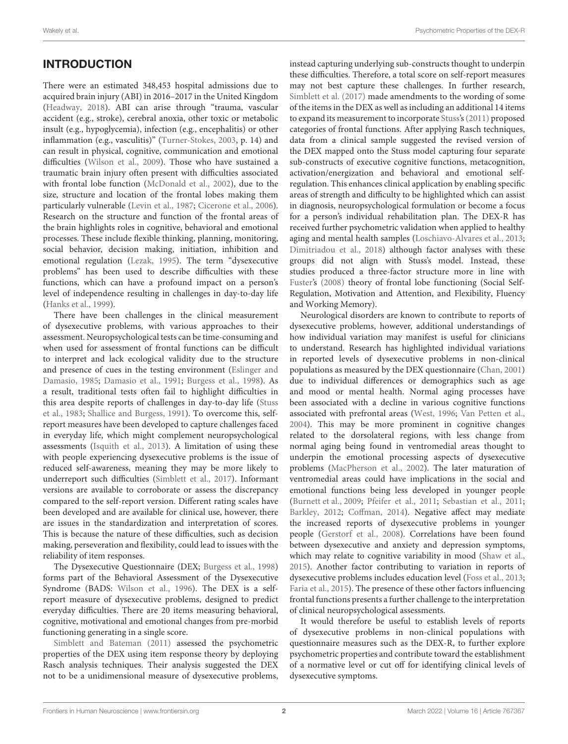## INTRODUCTION

There were an estimated 348,453 hospital admissions due to acquired brain injury (ABI) in 2016–2017 in the United Kingdom (Headway, 2018). ABI can arise through "trauma, vascular accident (e.g., stroke), cerebral anoxia, other toxic or metabolic insult (e.g., hypoglycemia), infection (e.g., encephalitis) or other inflammation (e.g., vasculitis)" (Turner-Stokes, 2003, p. 14) and can result in physical, cognitive, communication and emotional difficulties (Wilson et al., 2009). Those who have sustained a traumatic brain injury often present with difficulties associated with frontal lobe function (McDonald et al., 2002), due to the size, structure and location of the frontal lobes making them particularly vulnerable (Levin et al., 1987; Cicerone et al., 2006). Research on the structure and function of the frontal areas of the brain highlights roles in cognitive, behavioral and emotional processes. These include flexible thinking, planning, monitoring, social behavior, decision making, initiation, inhibition and emotional regulation (Lezak, 1995). The term "dysexecutive problems" has been used to describe difficulties with these functions, which can have a profound impact on a person's level of independence resulting in challenges in day-to-day life (Hanks et al., 1999).

There have been challenges in the clinical measurement of dysexecutive problems, with various approaches to their assessment. Neuropsychological tests can be time-consuming and when used for assessment of frontal functions can be difficult to interpret and lack ecological validity due to the structure and presence of cues in the testing environment (Eslinger and Damasio, 1985; Damasio et al., 1991; Burgess et al., 1998). As a result, traditional tests often fail to highlight difficulties in this area despite reports of challenges in day-to-day life (Stuss et al., 1983; Shallice and Burgess, 1991). To overcome this, self-report measures have been developed to capture challenges faced in everyday life, which might complement neuropsychological assessments (Isquith et al., 2013). A limitation of using these with people experiencing dysexecutive problems is the issue of reduced self-awareness, meaning they may be more likely to underreport such difficulties (Simblett et al., 2017). Informant versions are available to corroborate or assess the discrepancy compared to the self-report version. Different rating scales have been developed and are available for clinical use, however, there are issues in the standardization and interpretation of scores. This is because the nature of these difficulties, such as decision making, perseveration and flexibility, could lead to issues with the reliability of item responses.

The Dysexecutive Questionnaire (DEX; Burgess et al., 1998) forms part of the Behavioral Assessment of the Dysexecutive Syndrome (BADS: Wilson et al., 1996). The DEX is a self-report measure of dysexecutive problems, designed to predict everyday difficulties. There are 20 items measuring behavioral, cognitive, motivational and emotional changes from pre-morbid functioning generating in a single score.

Simblett and Bateman (2011) assessed the psychometric properties of the DEX using item response theory by deploying Rasch analysis techniques. Their analysis suggested the DEX not to be a unidimensional measure of dysexecutive problems, instead capturing underlying sub-constructs thought to underpin these difficulties. Therefore, a total score on self-report measures may not best capture these challenges. In further research, Simblett et al. (2017) made amendments to the wording of some of the items in the DEX as well as including an additional 14 items to expand its measurement to incorporate Stuss's (2011) proposed categories of frontal functions. After applying Rasch techniques, data from a clinical sample suggested the revised version of the DEX mapped onto the Stuss model capturing four separate sub-constructs of executive cognitive functions, metacognition, activation/energization and behavioral and emotional self-regulation. This enhances clinical application by enabling specific areas of strength and difficulty to be highlighted which can assist in diagnosis, neuropsychological formulation or become a focus for a person's individual rehabilitation plan. The DEX-R has received further psychometric validation when applied to healthy aging and mental health samples (Loschiavo-Alvares et al., 2013; Dimitriadou et al., 2018) although factor analyses with these groups did not align with Stuss's model. Instead, these studies produced a three-factor structure more in line with Fuster's (2008) theory of frontal lobe functioning (Social Self-Regulation, Motivation and Attention, and Flexibility, Fluency and Working Memory).

Neurological disorders are known to contribute to reports of dysexecutive problems, however, additional understandings of how individual variation may manifest is useful for clinicians to understand. Research has highlighted individual variations in reported levels of dysexecutive problems in non-clinical populations as measured by the DEX questionnaire (Chan, 2001) due to individual differences or demographics such as age and mood or mental health. Normal aging processes have been associated with a decline in various cognitive functions associated with prefrontal areas (West, 1996; Van Petten et al., 2004). This may be more prominent in cognitive changes related to the dorsolateral regions, with less change from normal aging being found in ventromedial areas thought to underpin the emotional processing aspects of dysexecutive problems (MacPherson et al., 2002). The later maturation of ventromedial areas could have implications in the social and emotional functions being less developed in younger people (Burnett et al., 2009; Pfeifer et al., 2011; Sebastian et al., 2011; Barkley, 2012; Coffman, 2014). Negative affect may mediate the increased reports of dysexecutive problems in younger people (Gerstorf et al., 2008). Correlations have been found between dysexecutive and anxiety and depression symptoms, which may relate to cognitive variability in mood (Shaw et al., 2015). Another factor contributing to variation in reports of dysexecutive problems includes education level (Foss et al., 2013; Faria et al., 2015). The presence of these other factors influencing frontal functions presents a further challenge to the interpretation of clinical neuropsychological assessments.

It would therefore be useful to establish levels of reports of dysexecutive problems in non-clinical populations with questionnaire measures such as the DEX-R, to further explore psychometric properties and contribute toward the establishment of a normative level or cut off for identifying clinical levels of dysexecutive symptoms.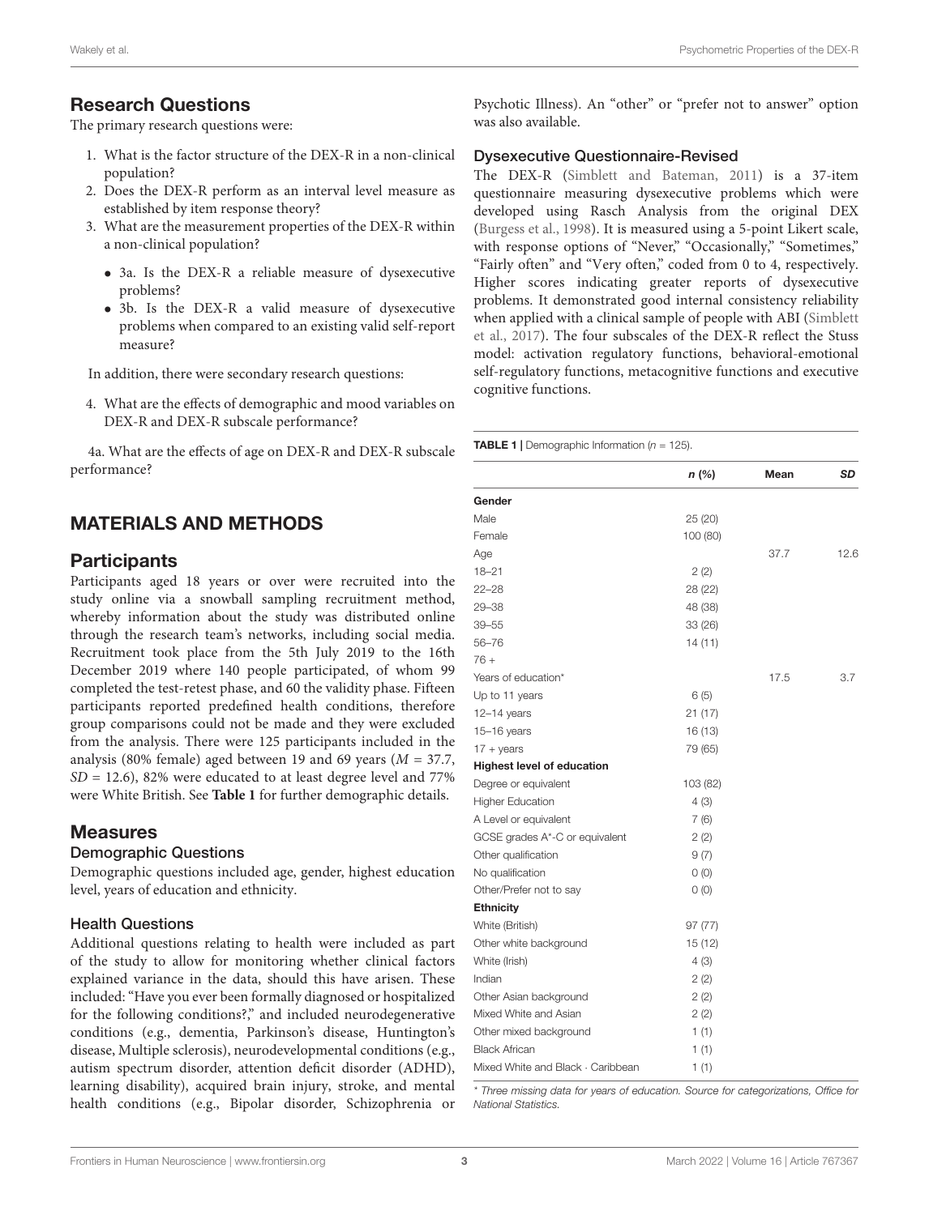## Research Questions

The primary research questions were:

1. What is the factor structure of the DEX-R in a non-clinical population?
2. Does the DEX-R perform as an interval level measure as established by item response theory?
3. What are the measurement properties of the DEX-R within a non-clinical population?
    - 3a. Is the DEX-R a reliable measure of dysexecutive problems?
    - 3b. Is the DEX-R a valid measure of dysexecutive problems when compared to an existing valid self-report measure?

In addition, there were secondary research questions:

4. What are the effects of demographic and mood variables on DEX-R and DEX-R subscale performance?

4a. What are the effects of age on DEX-R and DEX-R subscale performance?

## MATERIALS AND METHODS

### Participants

Participants aged 18 years or over were recruited into the study online via a snowball sampling recruitment method, whereby information about the study was distributed online through the research team's networks, including social media. Recruitment took place from the 5th July 2019 to the 16th December 2019 where 140 people participated, of whom 99 completed the test-retest phase, and 60 the validity phase. Fifteen participants reported predefined health conditions, therefore group comparisons could not be made and they were excluded from the analysis. There were 125 participants included in the analysis (80% female) aged between 19 and 69 years ($M$ = 37.7, $SD$ = 12.6), 82% were educated to at least degree level and 77% were White British. See **Table 1** for further demographic details.

### Measures

#### Demographic Questions

Demographic questions included age, gender, highest education level, years of education and ethnicity.

#### Health Questions

Additional questions relating to health were included as part of the study to allow for monitoring whether clinical factors explained variance in the data, should this have arisen. These included: "Have you ever been formally diagnosed or hospitalized for the following conditions?," and included neurodegenerative conditions (e.g., dementia, Parkinson's disease, Huntington's disease, Multiple sclerosis), neurodevelopmental conditions (e.g., autism spectrum disorder, attention deficit disorder (ADHD), learning disability), acquired brain injury, stroke, and mental health conditions (e.g., Bipolar disorder, Schizophrenia or Psychotic Illness). An "other" or "prefer not to answer" option was also available.

#### Dysexecutive Questionnaire-Revised

The DEX-R (Simblett and Bateman, 2011) is a 37-item questionnaire measuring dysexecutive problems which were developed using Rasch Analysis from the original DEX (Burgess et al., 1998). It is measured using a 5-point Likert scale, with response options of "Never," "Occasionally," "Sometimes," "Fairly often" and "Very often," coded from 0 to 4, respectively. Higher scores indicating greater reports of dysexecutive problems. It demonstrated good internal consistency reliability when applied with a clinical sample of people with ABI (Simblett et al., 2017). The four subscales of the DEX-R reflect the Stuss model: activation regulatory functions, behavioral-emotional self-regulatory functions, metacognitive functions and executive cognitive functions.

**TABLE 1** | Demographic Information ($n$ = 125).

| | *n* (%) | Mean | *SD* |
|---|---|---|---|
| **Gender** | | | |
| Male | 25 (20) | | |
| Female | 100 (80) | | |
| Age | | 37.7 | 12.6 |
| 18–21 | 2 (2) | | |
| 22–28 | 28 (22) | | |
| 29–38 | 48 (38) | | |
| 39–55 | 33 (26) | | |
| 56–76 | 14 (11) | | |
| 76 + | | | |
| Years of education* | | 17.5 | 3.7 |
| Up to 11 years | 6 (5) | | |
| 12–14 years | 21 (17) | | |
| 15–16 years | 16 (13) | | |
| 17 + years | 79 (65) | | |
| **Highest level of education** | | | |
| Degree or equivalent | 103 (82) | | |
| Higher Education | 4 (3) | | |
| A Level or equivalent | 7 (6) | | |
| GCSE grades A*-C or equivalent | 2 (2) | | |
| Other qualification | 9 (7) | | |
| No qualification | 0 (0) | | |
| Other/Prefer not to say | 0 (0) | | |
| **Ethnicity** | | | |
| White (British) | 97 (77) | | |
| Other white background | 15 (12) | | |
| White (Irish) | 4 (3) | | |
| Indian | 2 (2) | | |
| Other Asian background | 2 (2) | | |
| Mixed White and Asian | 2 (2) | | |
| Other mixed background | 1 (1) | | |
| Black African | 1 (1) | | |
| Mixed White and Black · Caribbean | 1 (1) | | |

*\* Three missing data for years of education. Source for categorizations, Office for National Statistics.*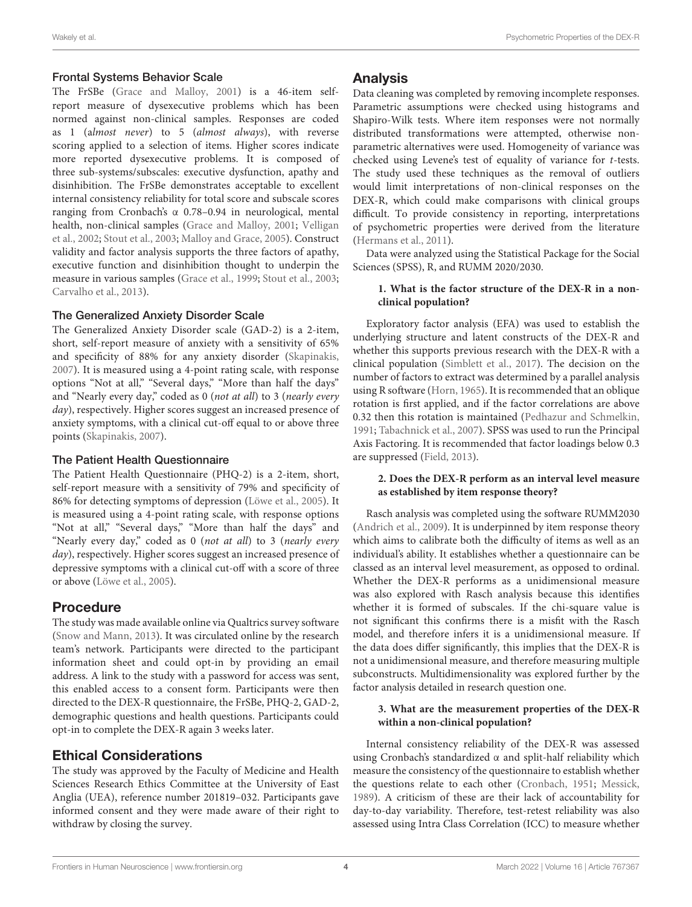### Frontal Systems Behavior Scale

The FrSBe (Grace and Malloy, 2001) is a 46-item self-report measure of dysexecutive problems which has been normed against non-clinical samples. Responses are coded as 1 (*almost never*) to 5 (*almost always*), with reverse scoring applied to a selection of items. Higher scores indicate more reported dysexecutive problems. It is composed of three sub-systems/subscales: executive dysfunction, apathy and disinhibition. The FrSBe demonstrates acceptable to excellent internal consistency reliability for total score and subscale scores ranging from Cronbach's α 0.78–0.94 in neurological, mental health, non-clinical samples (Grace and Malloy, 2001; Velligan et al., 2002; Stout et al., 2003; Malloy and Grace, 2005). Construct validity and factor analysis supports the three factors of apathy, executive function and disinhibition thought to underpin the measure in various samples (Grace et al., 1999; Stout et al., 2003; Carvalho et al., 2013).

### The Generalized Anxiety Disorder Scale

The Generalized Anxiety Disorder scale (GAD-2) is a 2-item, short, self-report measure of anxiety with a sensitivity of 65% and specificity of 88% for any anxiety disorder (Skapinakis, 2007). It is measured using a 4-point rating scale, with response options "Not at all," "Several days," "More than half the days" and "Nearly every day," coded as 0 (*not at all*) to 3 (*nearly every day*), respectively. Higher scores suggest an increased presence of anxiety symptoms, with a clinical cut-off equal to or above three points (Skapinakis, 2007).

### The Patient Health Questionnaire

The Patient Health Questionnaire (PHQ-2) is a 2-item, short, self-report measure with a sensitivity of 79% and specificity of 86% for detecting symptoms of depression (Löwe et al., 2005). It is measured using a 4-point rating scale, with response options "Not at all," "Several days," "More than half the days" and "Nearly every day," coded as 0 (*not at all*) to 3 (*nearly every day*), respectively. Higher scores suggest an increased presence of depressive symptoms with a clinical cut-off with a score of three or above (Löwe et al., 2005).

## Procedure

The study was made available online via Qualtrics survey software (Snow and Mann, 2013). It was circulated online by the research team's network. Participants were directed to the participant information sheet and could opt-in by providing an email address. A link to the study with a password for access was sent, this enabled access to a consent form. Participants were then directed to the DEX-R questionnaire, the FrSBe, PHQ-2, GAD-2, demographic questions and health questions. Participants could opt-in to complete the DEX-R again 3 weeks later.

## Ethical Considerations

The study was approved by the Faculty of Medicine and Health Sciences Research Ethics Committee at the University of East Anglia (UEA), reference number 201819–032. Participants gave informed consent and they were made aware of their right to withdraw by closing the survey.

## Analysis

Data cleaning was completed by removing incomplete responses. Parametric assumptions were checked using histograms and Shapiro-Wilk tests. Where item responses were not normally distributed transformations were attempted, otherwise non-parametric alternatives were used. Homogeneity of variance was checked using Levene's test of equality of variance for *t*-tests. The study used these techniques as the removal of outliers would limit interpretations of non-clinical responses on the DEX-R, which could make comparisons with clinical groups difficult. To provide consistency in reporting, interpretations of psychometric properties were derived from the literature (Hermans et al., 2011).

Data were analyzed using the Statistical Package for the Social Sciences (SPSS), R, and RUMM 2020/2030.

**1. What is the factor structure of the DEX-R in a non-clinical population?**

Exploratory factor analysis (EFA) was used to establish the underlying structure and latent constructs of the DEX-R and whether this supports previous research with the DEX-R with a clinical population (Simblett et al., 2017). The decision on the number of factors to extract was determined by a parallel analysis using R software (Horn, 1965). It is recommended that an oblique rotation is first applied, and if the factor correlations are above 0.32 then this rotation is maintained (Pedhazur and Schmelkin, 1991; Tabachnick et al., 2007). SPSS was used to run the Principal Axis Factoring. It is recommended that factor loadings below 0.3 are suppressed (Field, 2013).

**2. Does the DEX-R perform as an interval level measure as established by item response theory?**

Rasch analysis was completed using the software RUMM2030 (Andrich et al., 2009). It is underpinned by item response theory which aims to calibrate both the difficulty of items as well as an individual's ability. It establishes whether a questionnaire can be classed as an interval level measurement, as opposed to ordinal. Whether the DEX-R performs as a unidimensional measure was also explored with Rasch analysis because this identifies whether it is formed of subscales. If the chi-square value is not significant this confirms there is a misfit with the Rasch model, and therefore infers it is a unidimensional measure. If the data does differ significantly, this implies that the DEX-R is not a unidimensional measure, and therefore measuring multiple subconstructs. Multidimensionality was explored further by the factor analysis detailed in research question one.

**3. What are the measurement properties of the DEX-R within a non-clinical population?**

Internal consistency reliability of the DEX-R was assessed using Cronbach's standardized α and split-half reliability which measure the consistency of the questionnaire to establish whether the questions relate to each other (Cronbach, 1951; Messick, 1989). A criticism of these are their lack of accountability for day-to-day variability. Therefore, test-retest reliability was also assessed using Intra Class Correlation (ICC) to measure whether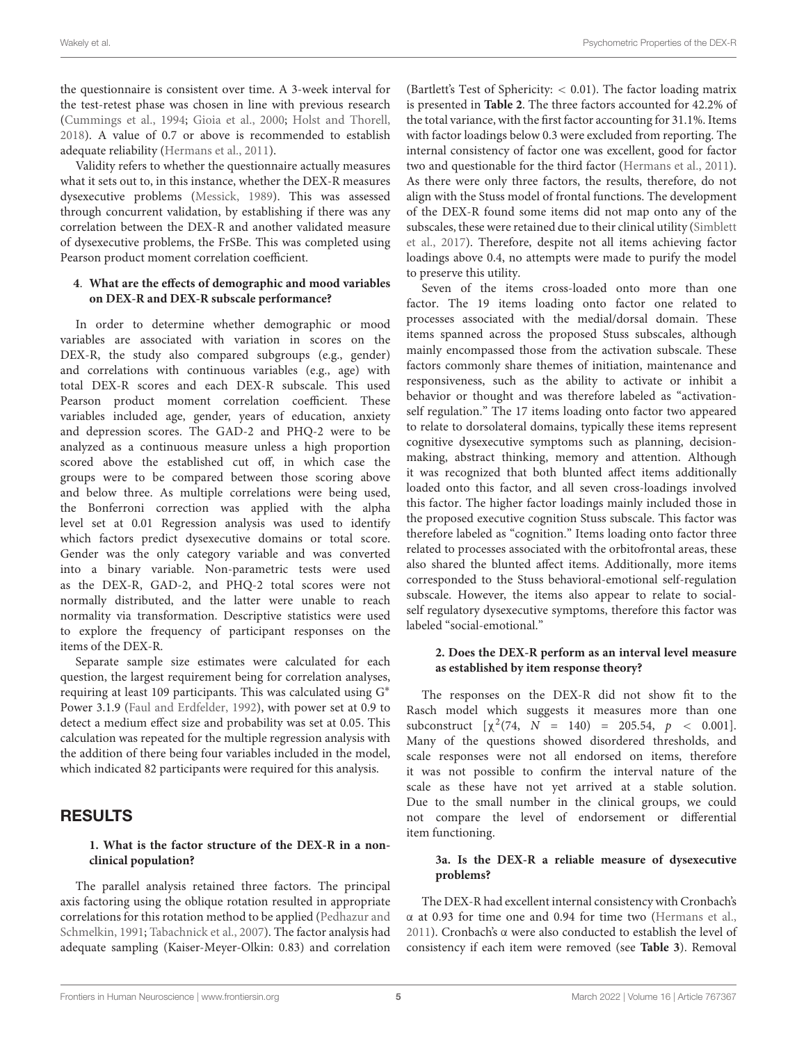the questionnaire is consistent over time. A 3-week interval for the test-retest phase was chosen in line with previous research (Cummings et al., 1994; Gioia et al., 2000; Holst and Thorell, 2018). A value of 0.7 or above is recommended to establish adequate reliability (Hermans et al., 2011).

Validity refers to whether the questionnaire actually measures what it sets out to, in this instance, whether the DEX-R measures dysexecutive problems (Messick, 1989). This was assessed through concurrent validation, by establishing if there was any correlation between the DEX-R and another validated measure of dysexecutive problems, the FrSBe. This was completed using Pearson product moment correlation coefficient.

**4. What are the effects of demographic and mood variables on DEX-R and DEX-R subscale performance?**

In order to determine whether demographic or mood variables are associated with variation in scores on the DEX-R, the study also compared subgroups (e.g., gender) and correlations with continuous variables (e.g., age) with total DEX-R scores and each DEX-R subscale. This used Pearson product moment correlation coefficient. These variables included age, gender, years of education, anxiety and depression scores. The GAD-2 and PHQ-2 were to be analyzed as a continuous measure unless a high proportion scored above the established cut off, in which case the groups were to be compared between those scoring above and below three. As multiple correlations were being used, the Bonferroni correction was applied with the alpha level set at 0.01 Regression analysis was used to identify which factors predict dysexecutive domains or total score. Gender was the only category variable and was converted into a binary variable. Non-parametric tests were used as the DEX-R, GAD-2, and PHQ-2 total scores were not normally distributed, and the latter were unable to reach normality via transformation. Descriptive statistics were used to explore the frequency of participant responses on the items of the DEX-R.

Separate sample size estimates were calculated for each question, the largest requirement being for correlation analyses, requiring at least 109 participants. This was calculated using G* Power 3.1.9 (Faul and Erdfelder, 1992), with power set at 0.9 to detect a medium effect size and probability was set at 0.05. This calculation was repeated for the multiple regression analysis with the addition of there being four variables included in the model, which indicated 82 participants were required for this analysis.

## RESULTS

**1. What is the factor structure of the DEX-R in a non-clinical population?**

The parallel analysis retained three factors. The principal axis factoring using the oblique rotation resulted in appropriate correlations for this rotation method to be applied (Pedhazur and Schmelkin, 1991; Tabachnick et al., 2007). The factor analysis had adequate sampling (Kaiser-Meyer-Olkin: 0.83) and correlation (Bartlett's Test of Sphericity: < 0.01). The factor loading matrix is presented in **Table 2**. The three factors accounted for 42.2% of the total variance, with the first factor accounting for 31.1%. Items with factor loadings below 0.3 were excluded from reporting. The internal consistency of factor one was excellent, good for factor two and questionable for the third factor (Hermans et al., 2011). As there were only three factors, the results, therefore, do not align with the Stuss model of frontal functions. The development of the DEX-R found some items did not map onto any of the subscales, these were retained due to their clinical utility (Simblett et al., 2017). Therefore, despite not all items achieving factor loadings above 0.4, no attempts were made to purify the model to preserve this utility.

Seven of the items cross-loaded onto more than one factor. The 19 items loading onto factor one related to processes associated with the medial/dorsal domain. These items spanned across the proposed Stuss subscales, although mainly encompassed those from the activation subscale. These factors commonly share themes of initiation, maintenance and responsiveness, such as the ability to activate or inhibit a behavior or thought and was therefore labeled as "activation-self regulation." The 17 items loading onto factor two appeared to relate to dorsolateral domains, typically these items represent cognitive dysexecutive symptoms such as planning, decision-making, abstract thinking, memory and attention. Although it was recognized that both blunted affect items additionally loaded onto this factor, and all seven cross-loadings involved this factor. The higher factor loadings mainly included those in the proposed executive cognition Stuss subscale. This factor was therefore labeled as "cognition." Items loading onto factor three related to processes associated with the orbitofrontal areas, these also shared the blunted affect items. Additionally, more items corresponded to the Stuss behavioral-emotional self-regulation subscale. However, the items also appear to relate to social-self regulatory dysexecutive symptoms, therefore this factor was labeled "social-emotional."

**2. Does the DEX-R perform as an interval level measure as established by item response theory?**

The responses on the DEX-R did not show fit to the Rasch model which suggests it measures more than one subconstruct [$\chi^2(74, N = 140) = 205.54$, $p < 0.001$]. Many of the questions showed disordered thresholds, and scale responses were not all endorsed on items, therefore it was not possible to confirm the interval nature of the scale as these have not yet arrived at a stable solution. Due to the small number in the clinical groups, we could not compare the level of endorsement or differential item functioning.

**3a. Is the DEX-R a reliable measure of dysexecutive problems?**

The DEX-R had excellent internal consistency with Cronbach's α at 0.93 for time one and 0.94 for time two (Hermans et al., 2011). Cronbach's α were also conducted to establish the level of consistency if each item were removed (see **Table 3**). Removal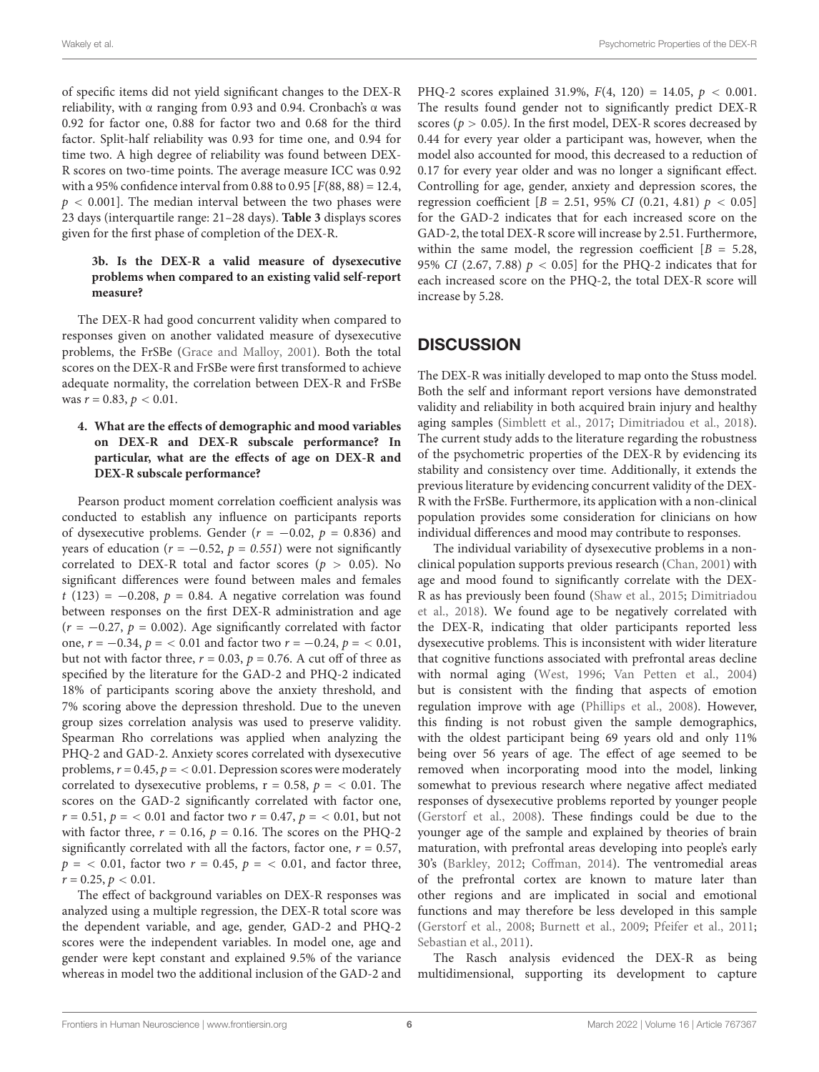of specific items did not yield significant changes to the DEX-R reliability, with α ranging from 0.93 and 0.94. Cronbach's α was 0.92 for factor one, 0.88 for factor two and 0.68 for the third factor. Split-half reliability was 0.93 for time one, and 0.94 for time two. A high degree of reliability was found between DEX-R scores on two-time points. The average measure ICC was 0.92 with a 95% confidence interval from 0.88 to 0.95 [$F(88, 88) = 12.4$, $p < 0.001$]. The median interval between the two phases were 23 days (interquartile range: 21–28 days). **Table 3** displays scores given for the first phase of completion of the DEX-R.

#### 3b. Is the DEX-R a valid measure of dysexecutive problems when compared to an existing valid self-report measure?

The DEX-R had good concurrent validity when compared to responses given on another validated measure of dysexecutive problems, the FrSBe (Grace and Malloy, 2001). Both the total scores on the DEX-R and FrSBe were first transformed to achieve adequate normality, the correlation between DEX-R and FrSBe was $r = 0.83$, $p < 0.01$.

#### 4. What are the effects of demographic and mood variables on DEX-R and DEX-R subscale performance? In particular, what are the effects of age on DEX-R and DEX-R subscale performance?

Pearson product moment correlation coefficient analysis was conducted to establish any influence on participants reports of dysexecutive problems. Gender ($r = -0.02$, $p = 0.836$) and years of education ($r = -0.52$, $p = 0.551$) were not significantly correlated to DEX-R total and factor scores ($p > 0.05$). No significant differences were found between males and females $t(123) = -0.208$, $p = 0.84$. A negative correlation was found between responses on the first DEX-R administration and age ($r = -0.27$, $p = 0.002$). Age significantly correlated with factor one, $r = -0.34$, $p = < 0.01$ and factor two $r = -0.24$, $p = < 0.01$, but not with factor three, $r = 0.03$, $p = 0.76$. A cut off of three as specified by the literature for the GAD-2 and PHQ-2 indicated 18% of participants scoring above the anxiety threshold, and 7% scoring above the depression threshold. Due to the uneven group sizes correlation analysis was used to preserve validity. Spearman Rho correlations was applied when analyzing the PHQ-2 and GAD-2. Anxiety scores correlated with dysexecutive problems, $r = 0.45$, $p = < 0.01$. Depression scores were moderately correlated to dysexecutive problems, $r = 0.58$, $p = < 0.01$. The scores on the GAD-2 significantly correlated with factor one, $r = 0.51$, $p = < 0.01$ and factor two $r = 0.47$, $p = < 0.01$, but not with factor three, $r = 0.16$, $p = 0.16$. The scores on the PHQ-2 significantly correlated with all the factors, factor one, $r = 0.57$, $p = < 0.01$, factor two $r = 0.45$, $p = < 0.01$, and factor three, $r = 0.25$, $p < 0.01$.

The effect of background variables on DEX-R responses was analyzed using a multiple regression, the DEX-R total score was the dependent variable, and age, gender, GAD-2 and PHQ-2 scores were the independent variables. In model one, age and gender were kept constant and explained 9.5% of the variance whereas in model two the additional inclusion of the GAD-2 and PHQ-2 scores explained 31.9%, $F(4, 120) = 14.05$, $p < 0.001$. The results found gender not to significantly predict DEX-R scores ($p > 0.05$). In the first model, DEX-R scores decreased by 0.44 for every year older a participant was, however, when the model also accounted for mood, this decreased to a reduction of 0.17 for every year older and was no longer a significant effect. Controlling for age, gender, anxiety and depression scores, the regression coefficient [$B = 2.51$, 95% $CI$ (0.21, 4.81) $p < 0.05$] for the GAD-2 indicates that for each increased score on the GAD-2, the total DEX-R score will increase by 2.51. Furthermore, within the same model, the regression coefficient [$B = 5.28$, 95% $CI$ (2.67, 7.88) $p < 0.05$] for the PHQ-2 indicates that for each increased score on the PHQ-2, the total DEX-R score will increase by 5.28.

## DISCUSSION

The DEX-R was initially developed to map onto the Stuss model. Both the self and informant report versions have demonstrated validity and reliability in both acquired brain injury and healthy aging samples (Simblett et al., 2017; Dimitriadou et al., 2018). The current study adds to the literature regarding the robustness of the psychometric properties of the DEX-R by evidencing its stability and consistency over time. Additionally, it extends the previous literature by evidencing concurrent validity of the DEX-R with the FrSBe. Furthermore, its application with a non-clinical population provides some consideration for clinicians on how individual differences and mood may contribute to responses.

The individual variability of dysexecutive problems in a non-clinical population supports previous research (Chan, 2001) with age and mood found to significantly correlate with the DEX-R as has previously been found (Shaw et al., 2015; Dimitriadou et al., 2018). We found age to be negatively correlated with the DEX-R, indicating that older participants reported less dysexecutive problems. This is inconsistent with wider literature that cognitive functions associated with prefrontal areas decline with normal aging (West, 1996; Van Petten et al., 2004) but is consistent with the finding that aspects of emotion regulation improve with age (Phillips et al., 2008). However, this finding is not robust given the sample demographics, with the oldest participant being 69 years old and only 11% being over 56 years of age. The effect of age seemed to be removed when incorporating mood into the model, linking somewhat to previous research where negative affect mediated responses of dysexecutive problems reported by younger people (Gerstorf et al., 2008). These findings could be due to the younger age of the sample and explained by theories of brain maturation, with prefrontal areas developing into people's early 30's (Barkley, 2012; Coffman, 2014). The ventromedial areas of the prefrontal cortex are known to mature later than other regions and are implicated in social and emotional functions and may therefore be less developed in this sample (Gerstorf et al., 2008; Burnett et al., 2009; Pfeifer et al., 2011; Sebastian et al., 2011).

The Rasch analysis evidenced the DEX-R as being multidimensional, supporting its development to capture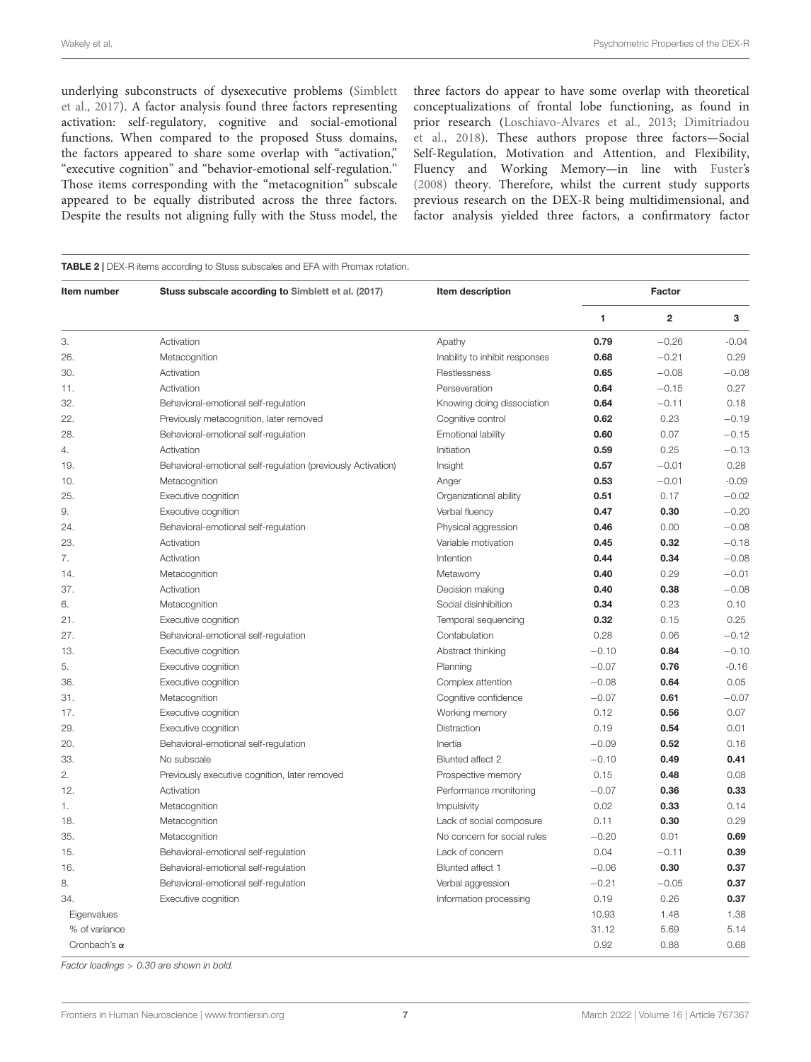underlying subconstructs of dysexecutive problems (Simblett et al., 2017). A factor analysis found three factors representing activation: self-regulatory, cognitive and social-emotional functions. When compared to the proposed Stuss domains, the factors appeared to share some overlap with "activation," "executive cognition" and "behavior-emotional self-regulation." Those items corresponding with the "metacognition" subscale appeared to be equally distributed across the three factors. Despite the results not aligning fully with the Stuss model, the three factors do appear to have some overlap with theoretical conceptualizations of frontal lobe functioning, as found in prior research (Loschiavo-Alvares et al., 2013; Dimitriadou et al., 2018). These authors propose three factors—Social Self-Regulation, Motivation and Attention, and Flexibility, Fluency and Working Memory—in line with Fuster's (2008) theory. Therefore, whilst the current study supports previous research on the DEX-R being multidimensional, and factor analysis yielded three factors, a confirmatory factor

**TABLE 2 |** DEX-R items according to Stuss subscales and EFA with Promax rotation.

| Item number | Stuss subscale according to Simblett et al. (2017) | Item description | Factor | | |
|---|---|---|---|---|---|
| | | | 1 | 2 | 3 |
| 3. | Activation | Apathy | **0.79** | −0.26 | −0.04 |
| 26. | Metacognition | Inability to inhibit responses | **0.68** | −0.21 | 0.29 |
| 30. | Activation | Restlessness | **0.65** | −0.08 | −0.08 |
| 11. | Activation | Perseveration | **0.64** | −0.15 | 0.27 |
| 32. | Behavioral-emotional self-regulation | Knowing doing dissociation | **0.64** | −0.11 | 0.18 |
| 22. | Previously metacognition, later removed | Cognitive control | **0.62** | 0.23 | −0.19 |
| 28. | Behavioral-emotional self-regulation | Emotional lability | **0.60** | 0.07 | −0.15 |
| 4. | Activation | Initiation | **0.59** | 0.25 | −0.13 |
| 19. | Behavioral-emotional self-regulation (previously Activation) | Insight | **0.57** | −0.01 | 0.28 |
| 10. | Metacognition | Anger | **0.53** | −0.01 | -0.09 |
| 25. | Executive cognition | Organizational ability | **0.51** | 0.17 | −0.02 |
| 9. | Executive cognition | Verbal fluency | **0.47** | **0.30** | −0.20 |
| 24. | Behavioral-emotional self-regulation | Physical aggression | **0.46** | 0.00 | −0.08 |
| 23. | Activation | Variable motivation | **0.45** | **0.32** | −0.18 |
| 7. | Activation | Intention | **0.44** | **0.34** | −0.08 |
| 14. | Metacognition | Metaworry | **0.40** | 0.29 | −0.01 |
| 37. | Activation | Decision making | **0.40** | **0.38** | −0.08 |
| 6. | Metacognition | Social disinhibition | **0.34** | 0.23 | 0.10 |
| 21. | Executive cognition | Temporal sequencing | **0.32** | 0.15 | 0.25 |
| 27. | Behavioral-emotional self-regulation | Confabulation | 0.28 | 0.06 | −0.12 |
| 13. | Executive cognition | Abstract thinking | −0.10 | **0.84** | −0.10 |
| 5. | Executive cognition | Planning | −0.07 | **0.76** | -0.16 |
| 36. | Executive cognition | Complex attention | −0.08 | **0.64** | 0.05 |
| 31. | Metacognition | Cognitive confidence | −0.07 | **0.61** | −0.07 |
| 17. | Executive cognition | Working memory | 0.12 | **0.56** | 0.07 |
| 29. | Executive cognition | Distraction | 0.19 | **0.54** | 0.01 |
| 20. | Behavioral-emotional self-regulation | Inertia | −0.09 | **0.52** | 0.16 |
| 33. | No subscale | Blunted affect 2 | −0.10 | **0.49** | **0.41** |
| 2. | Previously executive cognition, later removed | Prospective memory | 0.15 | **0.48** | 0.08 |
| 12. | Activation | Performance monitoring | −0.07 | **0.36** | **0.33** |
| 1. | Metacognition | Impulsivity | 0.02 | **0.33** | 0.14 |
| 18. | Metacognition | Lack of social composure | 0.11 | **0.30** | 0.29 |
| 35. | Metacognition | No concern for social rules | −0.20 | 0.01 | **0.69** |
| 15. | Behavioral-emotional self-regulation | Lack of concern | 0.04 | −0.11 | **0.39** |
| 16. | Behavioral-emotional self-regulation | Blunted affect 1 | −0.06 | **0.30** | **0.37** |
| 8. | Behavioral-emotional self-regulation | Verbal aggression | −0.21 | −0.05 | **0.37** |
| 34. | Executive cognition | Information processing | 0.19 | 0.26 | **0.37** |
| Eigenvalues | | | 10.93 | 1.48 | 1.38 |
| % of variance | | | 31.12 | 5.69 | 5.14 |
| Cronbach's $\alpha$ | | | 0.92 | 0.88 | 0.68 |

*Factor loadings > 0.30 are shown in bold.*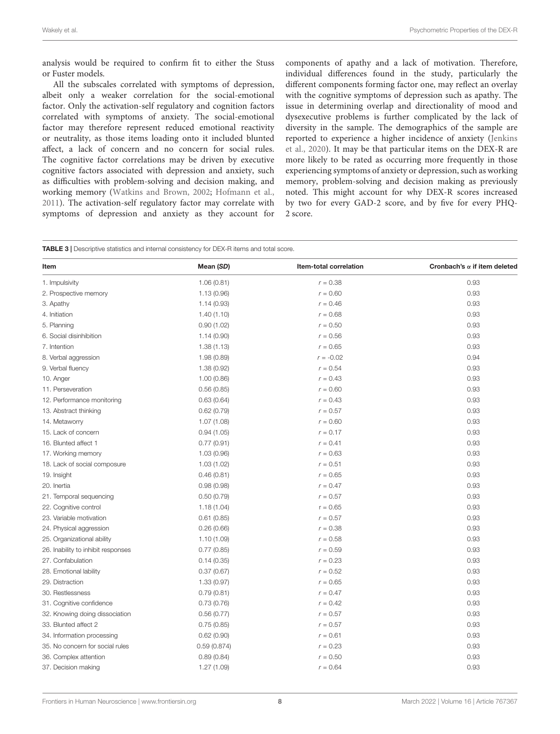analysis would be required to confirm fit to either the Stuss or Fuster models.

All the subscales correlated with symptoms of depression, albeit only a weaker correlation for the social-emotional factor. Only the activation-self regulatory and cognition factors correlated with symptoms of anxiety. The social-emotional factor may therefore represent reduced emotional reactivity or neutrality, as those items loading onto it included blunted affect, a lack of concern and no concern for social rules. The cognitive factor correlations may be driven by executive cognitive factors associated with depression and anxiety, such as difficulties with problem-solving and decision making, and working memory (Watkins and Brown, 2002; Hofmann et al., 2011). The activation-self regulatory factor may correlate with symptoms of depression and anxiety as they account for components of apathy and a lack of motivation. Therefore, individual differences found in the study, particularly the different components forming factor one, may reflect an overlay with the cognitive symptoms of depression such as apathy. The issue in determining overlap and directionality of mood and dysexecutive problems is further complicated by the lack of diversity in the sample. The demographics of the sample are reported to experience a higher incidence of anxiety (Jenkins et al., 2020). It may be that particular items on the DEX-R are more likely to be rated as occurring more frequently in those experiencing symptoms of anxiety or depression, such as working memory, problem-solving and decision making as previously noted. This might account for why DEX-R scores increased by two for every GAD-2 score, and by five for every PHQ-2 score.

**TABLE 3 |** Descriptive statistics and internal consistency for DEX-R items and total score.

| Item | Mean (*SD*) | Item-total correlation | Cronbach's $\alpha$ if item deleted |
|---|---|---|---|
| 1. Impulsivity | 1.06 (0.81) | $r = 0.38$ | 0.93 |
| 2. Prospective memory | 1.13 (0.96) | $r = 0.60$ | 0.93 |
| 3. Apathy | 1.14 (0.93) | $r = 0.46$ | 0.93 |
| 4. Initiation | 1.40 (1.10) | $r = 0.68$ | 0.93 |
| 5. Planning | 0.90 (1.02) | $r = 0.50$ | 0.93 |
| 6. Social disinhibition | 1.14 (0.90) | $r = 0.56$ | 0.93 |
| 7. Intention | 1.38 (1.13) | $r = 0.65$ | 0.93 |
| 8. Verbal aggression | 1.98 (0.89) | $r = -0.02$ | 0.94 |
| 9. Verbal fluency | 1.38 (0.92) | $r = 0.54$ | 0.93 |
| 10. Anger | 1.00 (0.86) | $r = 0.43$ | 0.93 |
| 11. Perseveration | 0.56 (0.85) | $r = 0.60$ | 0.93 |
| 12. Performance monitoring | 0.63 (0.64) | $r = 0.43$ | 0.93 |
| 13. Abstract thinking | 0.62 (0.79) | $r = 0.57$ | 0.93 |
| 14. Metaworry | 1.07 (1.08) | $r = 0.60$ | 0.93 |
| 15. Lack of concern | 0.94 (1.05) | $r = 0.17$ | 0.93 |
| 16. Blunted affect 1 | 0.77 (0.91) | $r = 0.41$ | 0.93 |
| 17. Working memory | 1.03 (0.96) | $r = 0.63$ | 0.93 |
| 18. Lack of social composure | 1.03 (1.02) | $r = 0.51$ | 0.93 |
| 19. Insight | 0.46 (0.81) | $r = 0.65$ | 0.93 |
| 20. Inertia | 0.98 (0.98) | $r = 0.47$ | 0.93 |
| 21. Temporal sequencing | 0.50 (0.79) | $r = 0.57$ | 0.93 |
| 22. Cognitive control | 1.18 (1.04) | $r = 0.65$ | 0.93 |
| 23. Variable motivation | 0.61 (0.85) | $r = 0.57$ | 0.93 |
| 24. Physical aggression | 0.26 (0.66) | $r = 0.38$ | 0.93 |
| 25. Organizational ability | 1.10 (1.09) | $r = 0.58$ | 0.93 |
| 26. Inability to inhibit responses | 0.77 (0.85) | $r = 0.59$ | 0.93 |
| 27. Confabulation | 0.14 (0.35) | $r = 0.23$ | 0.93 |
| 28. Emotional lability | 0.37 (0.67) | $r = 0.52$ | 0.93 |
| 29. Distraction | 1.33 (0.97) | $r = 0.65$ | 0.93 |
| 30. Restlessness | 0.79 (0.81) | $r = 0.47$ | 0.93 |
| 31. Cognitive confidence | 0.73 (0.76) | $r = 0.42$ | 0.93 |
| 32. Knowing doing dissociation | 0.56 (0.77) | $r = 0.57$ | 0.93 |
| 33. Blunted affect 2 | 0.75 (0.85) | $r = 0.57$ | 0.93 |
| 34. Information processing | 0.62 (0.90) | $r = 0.61$ | 0.93 |
| 35. No concern for social rules | 0.59 (0.874) | $r = 0.23$ | 0.93 |
| 36. Complex attention | 0.89 (0.84) | $r = 0.50$ | 0.93 |
| 37. Decision making | 1.27 (1.09) | $r = 0.64$ | 0.93 |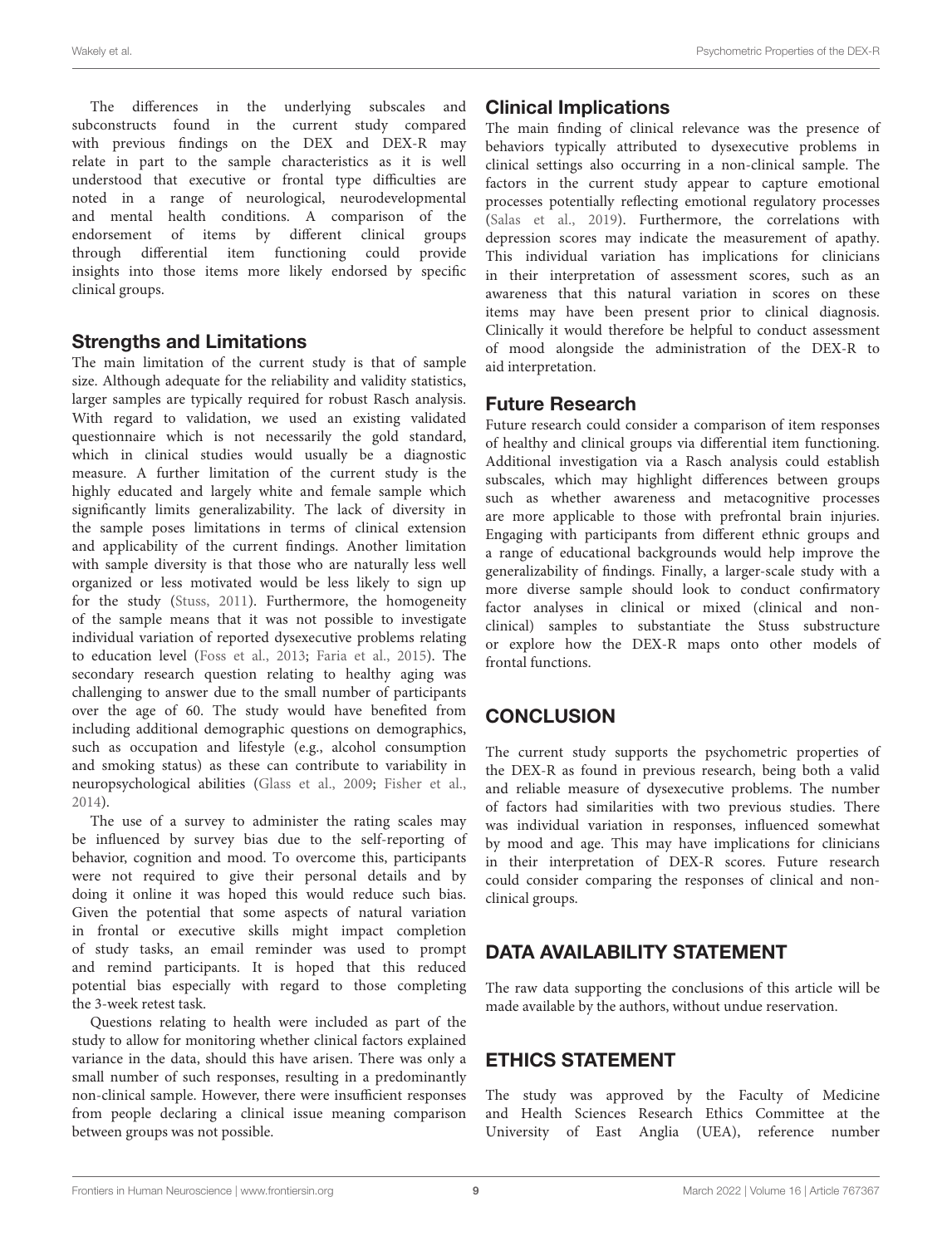The differences in the underlying subscales and subconstructs found in the current study compared with previous findings on the DEX and DEX-R may relate in part to the sample characteristics as it is well understood that executive or frontal type difficulties are noted in a range of neurological, neurodevelopmental and mental health conditions. A comparison of the endorsement of items by different clinical groups through differential item functioning could provide insights into those items more likely endorsed by specific clinical groups.

## Strengths and Limitations

The main limitation of the current study is that of sample size. Although adequate for the reliability and validity statistics, larger samples are typically required for robust Rasch analysis. With regard to validation, we used an existing validated questionnaire which is not necessarily the gold standard, which in clinical studies would usually be a diagnostic measure. A further limitation of the current study is the highly educated and largely white and female sample which significantly limits generalizability. The lack of diversity in the sample poses limitations in terms of clinical extension and applicability of the current findings. Another limitation with sample diversity is that those who are naturally less well organized or less motivated would be less likely to sign up for the study (Stuss, 2011). Furthermore, the homogeneity of the sample means that it was not possible to investigate individual variation of reported dysexecutive problems relating to education level (Foss et al., 2013; Faria et al., 2015). The secondary research question relating to healthy aging was challenging to answer due to the small number of participants over the age of 60. The study would have benefited from including additional demographic questions on demographics, such as occupation and lifestyle (e.g., alcohol consumption and smoking status) as these can contribute to variability in neuropsychological abilities (Glass et al., 2009; Fisher et al., 2014).

The use of a survey to administer the rating scales may be influenced by survey bias due to the self-reporting of behavior, cognition and mood. To overcome this, participants were not required to give their personal details and by doing it online it was hoped this would reduce such bias. Given the potential that some aspects of natural variation in frontal or executive skills might impact completion of study tasks, an email reminder was used to prompt and remind participants. It is hoped that this reduced potential bias especially with regard to those completing the 3-week retest task.

Questions relating to health were included as part of the study to allow for monitoring whether clinical factors explained variance in the data, should this have arisen. There was only a small number of such responses, resulting in a predominantly non-clinical sample. However, there were insufficient responses from people declaring a clinical issue meaning comparison between groups was not possible.

## Clinical Implications

The main finding of clinical relevance was the presence of behaviors typically attributed to dysexecutive problems in clinical settings also occurring in a non-clinical sample. The factors in the current study appear to capture emotional processes potentially reflecting emotional regulatory processes (Salas et al., 2019). Furthermore, the correlations with depression scores may indicate the measurement of apathy. This individual variation has implications for clinicians in their interpretation of assessment scores, such as an awareness that this natural variation in scores on these items may have been present prior to clinical diagnosis. Clinically it would therefore be helpful to conduct assessment of mood alongside the administration of the DEX-R to aid interpretation.

## Future Research

Future research could consider a comparison of item responses of healthy and clinical groups via differential item functioning. Additional investigation via a Rasch analysis could establish subscales, which may highlight differences between groups such as whether awareness and metacognitive processes are more applicable to those with prefrontal brain injuries. Engaging with participants from different ethnic groups and a range of educational backgrounds would help improve the generalizability of findings. Finally, a larger-scale study with a more diverse sample should look to conduct confirmatory factor analyses in clinical or mixed (clinical and non-clinical) samples to substantiate the Stuss substructure or explore how the DEX-R maps onto other models of frontal functions.

# CONCLUSION

The current study supports the psychometric properties of the DEX-R as found in previous research, being both a valid and reliable measure of dysexecutive problems. The number of factors had similarities with two previous studies. There was individual variation in responses, influenced somewhat by mood and age. This may have implications for clinicians in their interpretation of DEX-R scores. Future research could consider comparing the responses of clinical and non-clinical groups.

# DATA AVAILABILITY STATEMENT

The raw data supporting the conclusions of this article will be made available by the authors, without undue reservation.

# ETHICS STATEMENT

The study was approved by the Faculty of Medicine and Health Sciences Research Ethics Committee at the University of East Anglia (UEA), reference number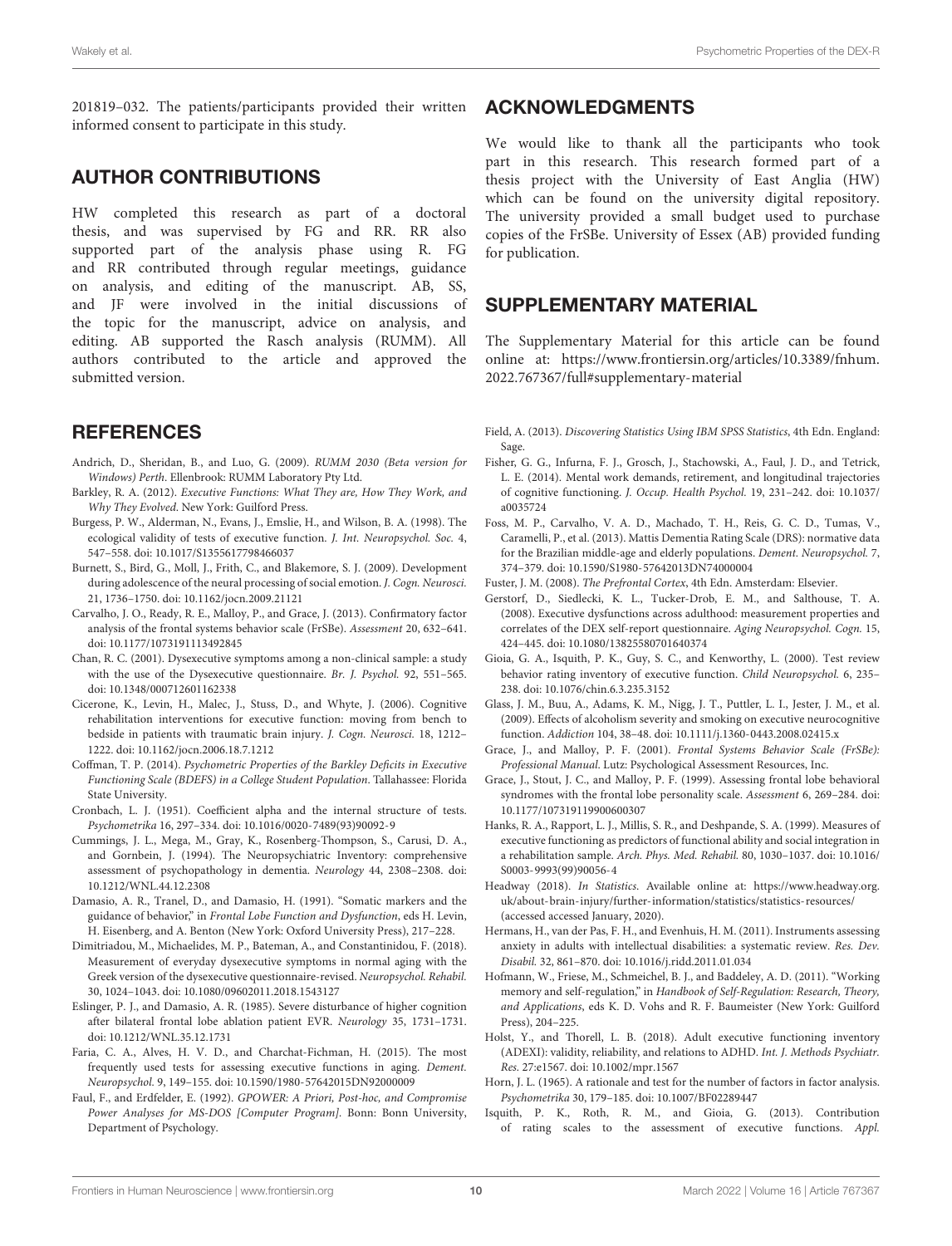201819–032. The patients/participants provided their written informed consent to participate in this study.

## AUTHOR CONTRIBUTIONS

HW completed this research as part of a doctoral thesis, and was supervised by FG and RR. RR also supported part of the analysis phase using R. FG and RR contributed through regular meetings, guidance on analysis, and editing of the manuscript. AB, SS, and JF were involved in the initial discussions of the topic for the manuscript, advice on analysis, and editing. AB supported the Rasch analysis (RUMM). All authors contributed to the article and approved the submitted version.

## ACKNOWLEDGMENTS

We would like to thank all the participants who took part in this research. This research formed part of a thesis project with the University of East Anglia (HW) which can be found on the university digital repository. The university provided a small budget used to purchase copies of the FrSBe. University of Essex (AB) provided funding for publication.

## SUPPLEMENTARY MATERIAL

The Supplementary Material for this article can be found online at: https://www.frontiersin.org/articles/10.3389/fnhum.2022.767367/full#supplementary-material

## REFERENCES

Andrich, D., Sheridan, B., and Luo, G. (2009). *RUMM 2030 (Beta version for Windows) Perth*. Ellenbrook: RUMM Laboratory Pty Ltd.

Barkley, R. A. (2012). *Executive Functions: What They are, How They Work, and Why They Evolved*. New York: Guilford Press.

Burgess, P. W., Alderman, N., Evans, J., Emslie, H., and Wilson, B. A. (1998). The ecological validity of tests of executive function. *J. Int. Neuropsychol. Soc.* 4, 547–558. doi: 10.1017/S1355617798466037

Burnett, S., Bird, G., Moll, J., Frith, C., and Blakemore, S. J. (2009). Development during adolescence of the neural processing of social emotion. *J. Cogn. Neurosci.* 21, 1736–1750. doi: 10.1162/jocn.2009.21121

Carvalho, J. O., Ready, R. E., Malloy, P., and Grace, J. (2013). Confirmatory factor analysis of the frontal systems behavior scale (FrSBe). *Assessment* 20, 632–641. doi: 10.1177/1073191113492845

Chan, R. C. (2001). Dysexecutive symptoms among a non-clinical sample: a study with the use of the Dysexecutive questionnaire. *Br. J. Psychol.* 92, 551–565. doi: 10.1348/000712601162338

Cicerone, K., Levin, H., Malec, J., Stuss, D., and Whyte, J. (2006). Cognitive rehabilitation interventions for executive function: moving from bench to bedside in patients with traumatic brain injury. *J. Cogn. Neurosci.* 18, 1212–1222. doi: 10.1162/jocn.2006.18.7.1212

Coffman, T. P. (2014). *Psychometric Properties of the Barkley Deficits in Executive Functioning Scale (BDEFS) in a College Student Population*. Tallahassee: Florida State University.

Cronbach, L. J. (1951). Coefficient alpha and the internal structure of tests. *Psychometrika* 16, 297–334. doi: 10.1016/0020-7489(93)90092-9

Cummings, J. L., Mega, M., Gray, K., Rosenberg-Thompson, S., Carusi, D. A., and Gornbein, J. (1994). The Neuropsychiatric Inventory: comprehensive assessment of psychopathology in dementia. *Neurology* 44, 2308–2308. doi: 10.1212/WNL.44.12.2308

Damasio, A. R., Tranel, D., and Damasio, H. (1991). "Somatic markers and the guidance of behavior," in *Frontal Lobe Function and Dysfunction*, eds H. Levin, H. Eisenberg, and A. Benton (New York: Oxford University Press), 217–228.

Dimitriadou, M., Michaelides, M. P., Bateman, A., and Constantinidou, F. (2018). Measurement of everyday dysexecutive symptoms in normal aging with the Greek version of the dysexecutive questionnaire-revised. *Neuropsychol. Rehabil.* 30, 1024–1043. doi: 10.1080/09602011.2018.1543127

Eslinger, P. J., and Damasio, A. R. (1985). Severe disturbance of higher cognition after bilateral frontal lobe ablation patient EVR. *Neurology* 35, 1731–1731. doi: 10.1212/WNL.35.12.1731

Faria, C. A., Alves, H. V. D., and Charchat-Fichman, H. (2015). The most frequently used tests for assessing executive functions in aging. *Dement. Neuropsychol.* 9, 149–155. doi: 10.1590/1980-57642015DN92000009

Faul, F., and Erdfelder, E. (1992). *GPOWER: A Priori, Post-hoc, and Compromise Power Analyses for MS-DOS [Computer Program]*. Bonn: Bonn University, Department of Psychology.

Field, A. (2013). *Discovering Statistics Using IBM SPSS Statistics*, 4th Edn. England: Sage.

Fisher, G. G., Infurna, F. J., Grosch, J., Stachowski, A., Faul, J. D., and Tetrick, L. E. (2014). Mental work demands, retirement, and longitudinal trajectories of cognitive functioning. *J. Occup. Health Psychol.* 19, 231–242. doi: 10.1037/a0035724

Foss, M. P., Carvalho, V. A. D., Machado, T. H., Reis, G. C. D., Tumas, V., Caramelli, P., et al. (2013). Mattis Dementia Rating Scale (DRS): normative data for the Brazilian middle-age and elderly populations. *Dement. Neuropsychol.* 7, 374–379. doi: 10.1590/S1980-57642013DN74000004

Fuster, J. M. (2008). *The Prefrontal Cortex*, 4th Edn. Amsterdam: Elsevier.

Gerstorf, D., Siedlecki, K. L., Tucker-Drob, E. M., and Salthouse, T. A. (2008). Executive dysfunctions across adulthood: measurement properties and correlates of the DEX self-report questionnaire. *Aging Neuropsychol. Cogn.* 15, 424–445. doi: 10.1080/13825580701640374

Gioia, G. A., Isquith, P. K., Guy, S. C., and Kenworthy, L. (2000). Test review behavior rating inventory of executive function. *Child Neuropsychol.* 6, 235–238. doi: 10.1076/chin.6.3.235.3152

Glass, J. M., Buu, A., Adams, K. M., Nigg, J. T., Puttler, L. I., Jester, J. M., et al. (2009). Effects of alcoholism severity and smoking on executive neurocognitive function. *Addiction* 104, 38–48. doi: 10.1111/j.1360-0443.2008.02415.x

Grace, J., and Malloy, P. F. (2001). *Frontal Systems Behavior Scale (FrSBe): Professional Manual*. Lutz: Psychological Assessment Resources, Inc.

Grace, J., Stout, J. C., and Malloy, P. F. (1999). Assessing frontal lobe behavioral syndromes with the frontal lobe personality scale. *Assessment* 6, 269–284. doi: 10.1177/107319119900600307

Hanks, R. A., Rapport, L. J., Millis, S. R., and Deshpande, S. A. (1999). Measures of executive functioning as predictors of functional ability and social integration in a rehabilitation sample. *Arch. Phys. Med. Rehabil.* 80, 1030–1037. doi: 10.1016/S0003-9993(99)90056-4

Headway (2018). *In Statistics*. Available online at: https://www.headway.org.uk/about-brain-injury/further-information/statistics/statistics-resources/ (accessed accessed January, 2020).

Hermans, H., van der Pas, F. H., and Evenhuis, H. M. (2011). Instruments assessing anxiety in adults with intellectual disabilities: a systematic review. *Res. Dev. Disabil.* 32, 861–870. doi: 10.1016/j.ridd.2011.01.034

Hofmann, W., Friese, M., Schmeichel, B. J., and Baddeley, A. D. (2011). "Working memory and self-regulation," in *Handbook of Self-Regulation: Research, Theory, and Applications*, eds K. D. Vohs and R. F. Baumeister (New York: Guilford Press), 204–225.

Holst, Y., and Thorell, L. B. (2018). Adult executive functioning inventory (ADEXI): validity, reliability, and relations to ADHD. *Int. J. Methods Psychiatr. Res.* 27:e1567. doi: 10.1002/mpr.1567

Horn, J. L. (1965). A rationale and test for the number of factors in factor analysis. *Psychometrika* 30, 179–185. doi: 10.1007/BF02289447

Isquith, P. K., Roth, R. M., and Gioia, G. (2013). Contribution of rating scales to the assessment of executive functions. *Appl.*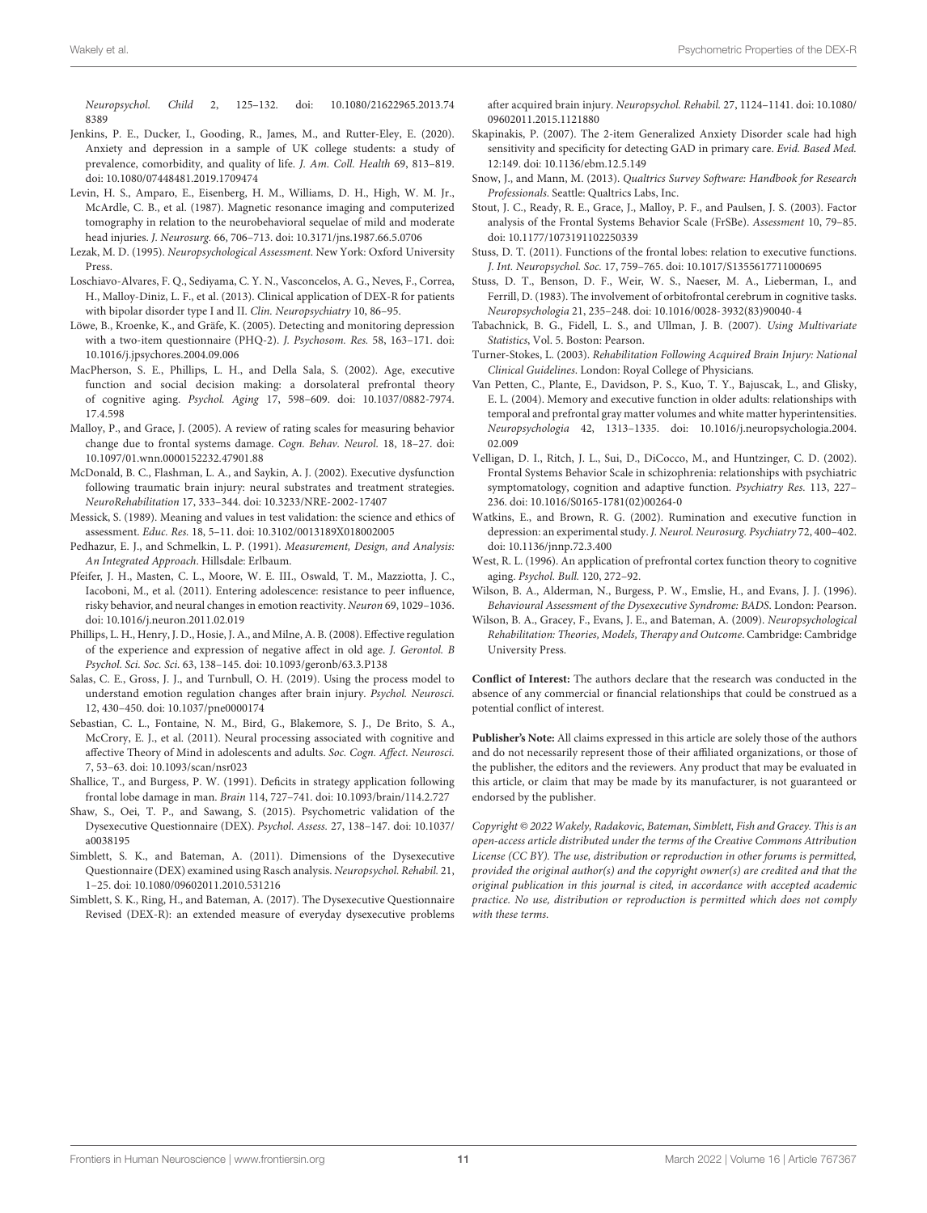Neuropsychol. Child 2, 125–132. doi: 10.1080/21622965.2013.748389

Jenkins, P. E., Ducker, I., Gooding, R., James, M., and Rutter-Eley, E. (2020). Anxiety and depression in a sample of UK college students: a study of prevalence, comorbidity, and quality of life. *J. Am. Coll. Health* 69, 813–819. doi: 10.1080/07448481.2019.1709474

Levin, H. S., Amparo, E., Eisenberg, H. M., Williams, D. H., High, W. M. Jr., McArdle, C. B., et al. (1987). Magnetic resonance imaging and computerized tomography in relation to the neurobehavioral sequelae of mild and moderate head injuries. *J. Neurosurg.* 66, 706–713. doi: 10.3171/jns.1987.66.5.0706

Lezak, M. D. (1995). *Neuropsychological Assessment*. New York: Oxford University Press.

Loschiavo-Alvares, F. Q., Sediyama, C. Y. N., Vasconcelos, A. G., Neves, F., Correa, H., Malloy-Diniz, L. F., et al. (2013). Clinical application of DEX-R for patients with bipolar disorder type I and II. *Clin. Neuropsychiatry* 10, 86–95.

Löwe, B., Kroenke, K., and Gräfe, K. (2005). Detecting and monitoring depression with a two-item questionnaire (PHQ-2). *J. Psychosom. Res.* 58, 163–171. doi: 10.1016/j.jpsychores.2004.09.006

MacPherson, S. E., Phillips, L. H., and Della Sala, S. (2002). Age, executive function and social decision making: a dorsolateral prefrontal theory of cognitive aging. *Psychol. Aging* 17, 598–609. doi: 10.1037/0882-7974.17.4.598

Malloy, P., and Grace, J. (2005). A review of rating scales for measuring behavior change due to frontal systems damage. *Cogn. Behav. Neurol.* 18, 18–27. doi: 10.1097/01.wnn.0000152232.47901.88

McDonald, B. C., Flashman, L. A., and Saykin, A. J. (2002). Executive dysfunction following traumatic brain injury: neural substrates and treatment strategies. *NeuroRehabilitation* 17, 333–344. doi: 10.3233/NRE-2002-17407

Messick, S. (1989). Meaning and values in test validation: the science and ethics of assessment. *Educ. Res.* 18, 5–11. doi: 10.3102/0013189X018002005

Pedhazur, E. J., and Schmelkin, L. P. (1991). *Measurement, Design, and Analysis: An Integrated Approach*. Hillsdale: Erlbaum.

Pfeifer, J. H., Masten, C. L., Moore, W. E. III., Oswald, T. M., Mazziotta, J. C., Iacoboni, M., et al. (2011). Entering adolescence: resistance to peer influence, risky behavior, and neural changes in emotion reactivity. *Neuron* 69, 1029–1036. doi: 10.1016/j.neuron.2011.02.019

Phillips, L. H., Henry, J. D., Hosie, J. A., and Milne, A. B. (2008). Effective regulation of the experience and expression of negative affect in old age. *J. Gerontol. B Psychol. Sci. Soc. Sci.* 63, 138–145. doi: 10.1093/geronb/63.3.P138

Salas, C. E., Gross, J. J., and Turnbull, O. H. (2019). Using the process model to understand emotion regulation changes after brain injury. *Psychol. Neurosci.* 12, 430–450. doi: 10.1037/pne0000174

Sebastian, C. L., Fontaine, N. M., Bird, G., Blakemore, S. J., De Brito, S. A., McCrory, E. J., et al. (2011). Neural processing associated with cognitive and affective Theory of Mind in adolescents and adults. *Soc. Cogn. Affect. Neurosci.* 7, 53–63. doi: 10.1093/scan/nsr023

Shallice, T., and Burgess, P. W. (1991). Deficits in strategy application following frontal lobe damage in man. *Brain* 114, 727–741. doi: 10.1093/brain/114.2.727

Shaw, S., Oei, T. P., and Sawang, S. (2015). Psychometric validation of the Dysexecutive Questionnaire (DEX). *Psychol. Assess.* 27, 138–147. doi: 10.1037/a0038195

Simblett, S. K., and Bateman, A. (2011). Dimensions of the Dysexecutive Questionnaire (DEX) examined using Rasch analysis. *Neuropsychol. Rehabil.* 21, 1–25. doi: 10.1080/09602011.2010.531216

Simblett, S. K., Ring, H., and Bateman, A. (2017). The Dysexecutive Questionnaire Revised (DEX-R): an extended measure of everyday dysexecutive problems after acquired brain injury. *Neuropsychol. Rehabil.* 27, 1124–1141. doi: 10.1080/09602011.2015.1121880

Skapinakis, P. (2007). The 2-item Generalized Anxiety Disorder scale had high sensitivity and specificity for detecting GAD in primary care. *Evid. Based Med.* 12:149. doi: 10.1136/ebm.12.5.149

Snow, J., and Mann, M. (2013). *Qualtrics Survey Software: Handbook for Research Professionals*. Seattle: Qualtrics Labs, Inc.

Stout, J. C., Ready, R. E., Grace, J., Malloy, P. F., and Paulsen, J. S. (2003). Factor analysis of the Frontal Systems Behavior Scale (FrSBe). *Assessment* 10, 79–85. doi: 10.1177/1073191102250339

Stuss, D. T. (2011). Functions of the frontal lobes: relation to executive functions. *J. Int. Neuropsychol. Soc.* 17, 759–765. doi: 10.1017/S1355617711000695

Stuss, D. T., Benson, D. F., Weir, W. S., Naeser, M. A., Lieberman, I., and Ferrill, D. (1983). The involvement of orbitofrontal cerebrum in cognitive tasks. *Neuropsychologia* 21, 235–248. doi: 10.1016/0028-3932(83)90040-4

Tabachnick, B. G., Fidell, L. S., and Ullman, J. B. (2007). *Using Multivariate Statistics*, Vol. 5. Boston: Pearson.

Turner-Stokes, L. (2003). *Rehabilitation Following Acquired Brain Injury: National Clinical Guidelines*. London: Royal College of Physicians.

Van Petten, C., Plante, E., Davidson, P. S., Kuo, T. Y., Bajuscak, L., and Glisky, E. L. (2004). Memory and executive function in older adults: relationships with temporal and prefrontal gray matter volumes and white matter hyperintensities. *Neuropsychologia* 42, 1313–1335. doi: 10.1016/j.neuropsychologia.2004.02.009

Velligan, D. I., Ritch, J. L., Sui, D., DiCocco, M., and Huntzinger, C. D. (2002). Frontal Systems Behavior Scale in schizophrenia: relationships with psychiatric symptomatology, cognition and adaptive function. *Psychiatry Res.* 113, 227–236. doi: 10.1016/S0165-1781(02)00264-0

Watkins, E., and Brown, R. G. (2002). Rumination and executive function in depression: an experimental study. *J. Neurol. Neurosurg. Psychiatry* 72, 400–402. doi: 10.1136/jnnp.72.3.400

West, R. L. (1996). An application of prefrontal cortex function theory to cognitive aging. *Psychol. Bull.* 120, 272–92.

Wilson, B. A., Alderman, N., Burgess, P. W., Emslie, H., and Evans, J. J. (1996). *Behavioural Assessment of the Dysexecutive Syndrome: BADS*. London: Pearson.

Wilson, B. A., Gracey, F., Evans, J. E., and Bateman, A. (2009). *Neuropsychological Rehabilitation: Theories, Models, Therapy and Outcome*. Cambridge: Cambridge University Press.

**Conflict of Interest:** The authors declare that the research was conducted in the absence of any commercial or financial relationships that could be construed as a potential conflict of interest.

**Publisher's Note:** All claims expressed in this article are solely those of the authors and do not necessarily represent those of their affiliated organizations, or those of the publisher, the editors and the reviewers. Any product that may be evaluated in this article, or claim that may be made by its manufacturer, is not guaranteed or endorsed by the publisher.

*Copyright © 2022 Wakely, Radakovic, Bateman, Simblett, Fish and Gracey. This is an open-access article distributed under the terms of the Creative Commons Attribution License (CC BY). The use, distribution or reproduction in other forums is permitted, provided the original author(s) and the copyright owner(s) are credited and that the original publication in this journal is cited, in accordance with accepted academic practice. No use, distribution or reproduction is permitted which does not comply with these terms.*